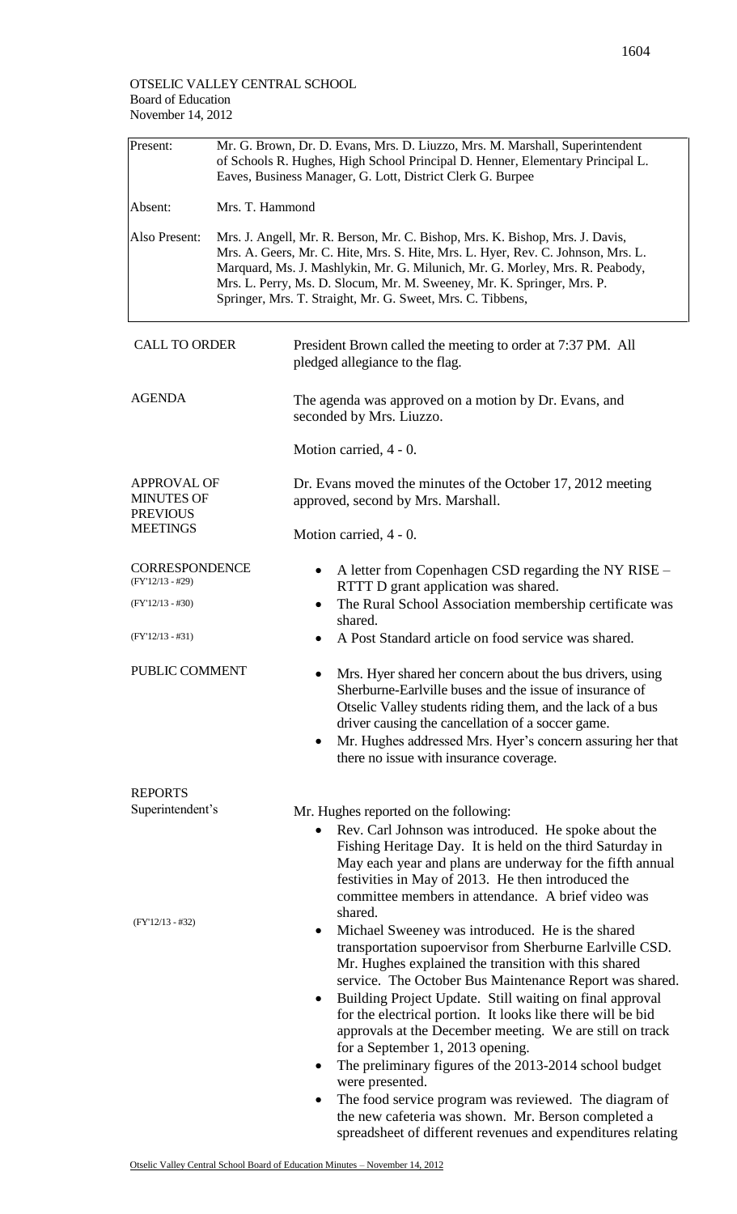OTSELIC VALLEY CENTRAL SCHOOL
Board of Education
November 14, 2012

| | |
|---|---|
| Present: | Mr. G. Brown, Dr. D. Evans, Mrs. D. Liuzzo, Mrs. M. Marshall, Superintendent of Schools R. Hughes, High School Principal D. Henner, Elementary Principal L. Eaves, Business Manager, G. Lott, District Clerk G. Burpee |
| Absent: | Mrs. T. Hammond |
| Also Present: | Mrs. J. Angell, Mr. R. Berson, Mr. C. Bishop, Mrs. K. Bishop, Mrs. J. Davis, Mrs. A. Geers, Mr. C. Hite, Mrs. S. Hite, Mrs. L. Hyer, Rev. C. Johnson, Mrs. L. Marquard, Ms. J. Mashlykin, Mr. G. Milunich, Mr. G. Morley, Mrs. R. Peabody, Mrs. L. Perry, Ms. D. Slocum, Mr. M. Sweeney, Mr. K. Springer, Mrs. P. Springer, Mrs. T. Straight, Mr. G. Sweet, Mrs. C. Tibbens, |

**CALL TO ORDER**

President Brown called the meeting to order at 7:37 PM. All pledged allegiance to the flag.

**AGENDA**

The agenda was approved on a motion by Dr. Evans, and seconded by Mrs. Liuzzo.

Motion carried, 4 - 0.

**APPROVAL OF MINUTES OF PREVIOUS MEETINGS**

Dr. Evans moved the minutes of the October 17, 2012 meeting approved, second by Mrs. Marshall.

Motion carried, 4 - 0.

**CORRESPONDENCE**

- (FY'12/13 - #29) A letter from Copenhagen CSD regarding the NY RISE – RTTT D grant application was shared.
- (FY'12/13 - #30) The Rural School Association membership certificate was shared.
- (FY'12/13 - #31) A Post Standard article on food service was shared.

**PUBLIC COMMENT**

- Mrs. Hyer shared her concern about the bus drivers, using Sherburne-Earlville buses and the issue of insurance of Otselic Valley students riding them, and the lack of a bus driver causing the cancellation of a soccer game.
- Mr. Hughes addressed Mrs. Hyer's concern assuring her that there no issue with insurance coverage.

**REPORTS**

**Superintendent's**

Mr. Hughes reported on the following:

- Rev. Carl Johnson was introduced. He spoke about the Fishing Heritage Day. It is held on the third Saturday in May each year and plans are underway for the fifth annual festivities in May of 2013. He then introduced the committee members in attendance. A brief video was shared.
- (FY'12/13 - #32) Michael Sweeney was introduced. He is the shared transportation supoervisor from Sherburne Earlville CSD. Mr. Hughes explained the transition with this shared service. The October Bus Maintenance Report was shared.
- Building Project Update. Still waiting on final approval for the electrical portion. It looks like there will be bid approvals at the December meeting. We are still on track for a September 1, 2013 opening.
- The preliminary figures of the 2013-2014 school budget were presented.
- The food service program was reviewed. The diagram of the new cafeteria was shown. Mr. Berson completed a spreadsheet of different revenues and expenditures relating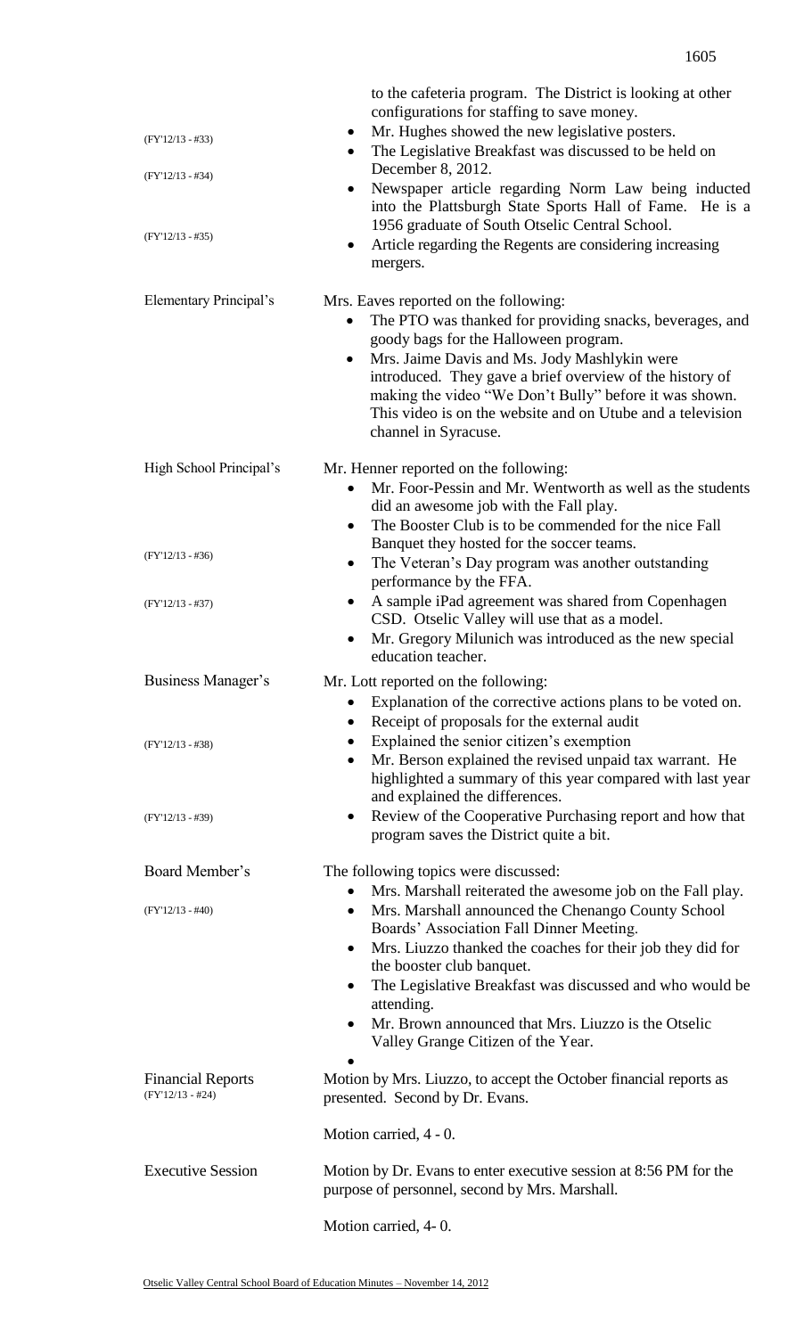to the cafeteria program. The District is looking at other configurations for staffing to save money.

(FY'12/13 - #33)
- Mr. Hughes showed the new legislative posters.

(FY'12/13 - #34)
- The Legislative Breakfast was discussed to be held on December 8, 2012.
- Newspaper article regarding Norm Law being inducted into the Plattsburgh State Sports Hall of Fame. He is a 1956 graduate of South Otselic Central School.

(FY'12/13 - #35)
- Article regarding the Regents are considering increasing mergers.

**Elementary Principal's**

Mrs. Eaves reported on the following:

- The PTO was thanked for providing snacks, beverages, and goody bags for the Halloween program.
- Mrs. Jaime Davis and Ms. Jody Mashlykin were introduced. They gave a brief overview of the history of making the video "We Don't Bully" before it was shown. This video is on the website and on Utube and a television channel in Syracuse.

**High School Principal's**

Mr. Henner reported on the following:

- Mr. Foor-Pessin and Mr. Wentworth as well as the students did an awesome job with the Fall play.
- The Booster Club is to be commended for the nice Fall Banquet they hosted for the soccer teams.

(FY'12/13 - #36)
- The Veteran's Day program was another outstanding performance by the FFA.

(FY'12/13 - #37)
- A sample iPad agreement was shared from Copenhagen CSD. Otselic Valley will use that as a model.
- Mr. Gregory Milunich was introduced as the new special education teacher.

**Business Manager's**

Mr. Lott reported on the following:

- Explanation of the corrective actions plans to be voted on.
- Receipt of proposals for the external audit

(FY'12/13 - #38)
- Explained the senior citizen's exemption
- Mr. Berson explained the revised unpaid tax warrant. He highlighted a summary of this year compared with last year and explained the differences.

(FY'12/13 - #39)
- Review of the Cooperative Purchasing report and how that program saves the District quite a bit.

**Board Member's**

The following topics were discussed:

- Mrs. Marshall reiterated the awesome job on the Fall play.

(FY'12/13 - #40)
- Mrs. Marshall announced the Chenango County School Boards' Association Fall Dinner Meeting.
- Mrs. Liuzzo thanked the coaches for their job they did for the booster club banquet.
- The Legislative Breakfast was discussed and who would be attending.
- Mr. Brown announced that Mrs. Liuzzo is the Otselic Valley Grange Citizen of the Year.

**Financial Reports**
(FY'12/13 - #24)

Motion by Mrs. Liuzzo, to accept the October financial reports as presented. Second by Dr. Evans.

Motion carried, 4 - 0.

**Executive Session**

Motion by Dr. Evans to enter executive session at 8:56 PM for the purpose of personnel, second by Mrs. Marshall.

Motion carried, 4- 0.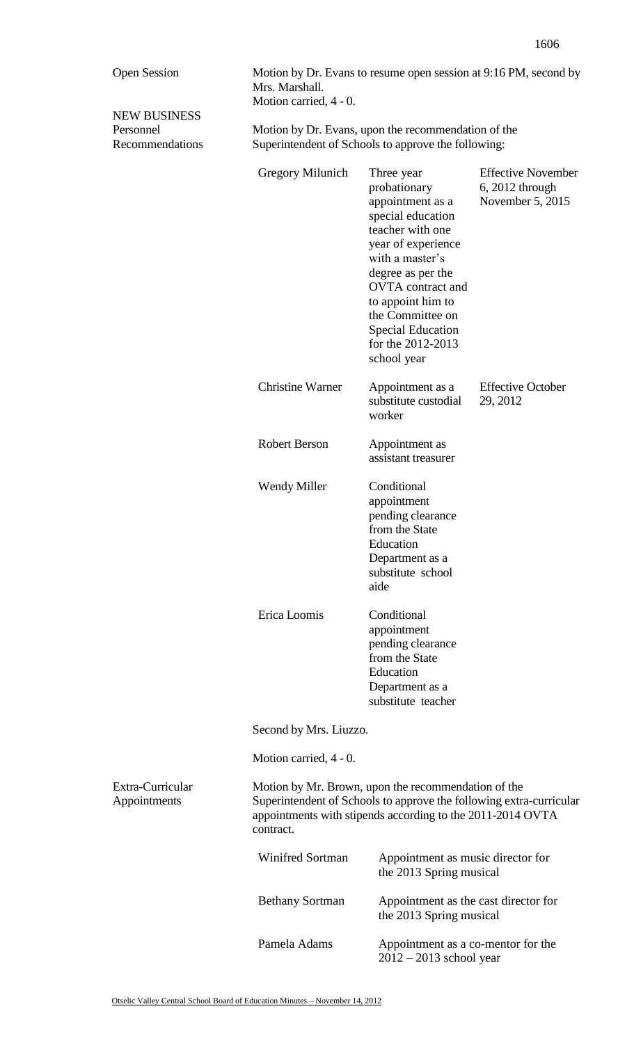**Open Session**

Motion by Dr. Evans to resume open session at 9:16 PM, second by Mrs. Marshall.
Motion carried, 4 - 0.

**NEW BUSINESS**

**Personnel Recommendations**

Motion by Dr. Evans, upon the recommendation of the Superintendent of Schools to approve the following:

| | | |
|---|---|---|
| Gregory Milunich | Three year probationary appointment as a special education teacher with one year of experience with a master's degree as per the OVTA contract and to appoint him to the Committee on Special Education for the 2012-2013 school year | Effective November 6, 2012 through November 5, 2015 |
| Christine Warner | Appointment as a substitute custodial worker | Effective October 29, 2012 |
| Robert Berson | Appointment as assistant treasurer | |
| Wendy Miller | Conditional appointment pending clearance from the State Education Department as a substitute school aide | |
| Erica Loomis | Conditional appointment pending clearance from the State Education Department as a substitute teacher | |

Second by Mrs. Liuzzo.

Motion carried, 4 - 0.

**Extra-Curricular Appointments**

Motion by Mr. Brown, upon the recommendation of the Superintendent of Schools to approve the following extra-curricular appointments with stipends according to the 2011-2014 OVTA contract.

| | |
|---|---|
| Winifred Sortman | Appointment as music director for the 2013 Spring musical |
| Bethany Sortman | Appointment as the cast director for the 2013 Spring musical |
| Pamela Adams | Appointment as a co-mentor for the 2012 – 2013 school year |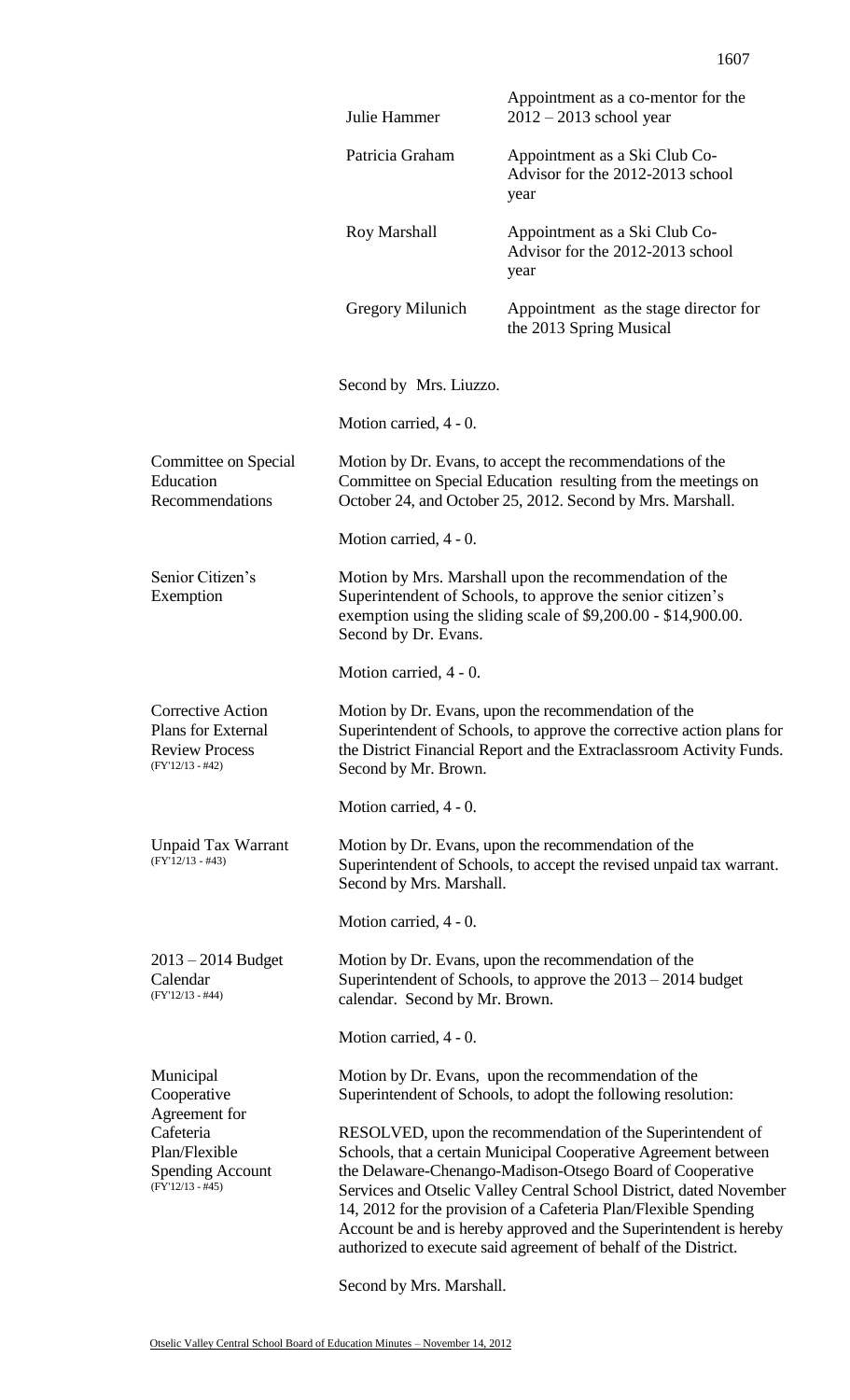| | |
|---|---|
| Julie Hammer | Appointment as a co-mentor for the 2012 – 2013 school year |
| Patricia Graham | Appointment as a Ski Club Co-Advisor for the 2012-2013 school year |
| Roy Marshall | Appointment as a Ski Club Co-Advisor for the 2012-2013 school year |
| Gregory Milunich | Appointment as the stage director for the 2013 Spring Musical |

Second by Mrs. Liuzzo.

Motion carried, 4 - 0.

**Committee on Special Education Recommendations**

Motion by Dr. Evans, to accept the recommendations of the Committee on Special Education resulting from the meetings on October 24, and October 25, 2012. Second by Mrs. Marshall.

Motion carried, 4 - 0.

**Senior Citizen's Exemption**

Motion by Mrs. Marshall upon the recommendation of the Superintendent of Schools, to approve the senior citizen's exemption using the sliding scale of $9,200.00 - $14,900.00. Second by Dr. Evans.

Motion carried, 4 - 0.

**Corrective Action Plans for External Review Process** (FY'12/13 - #42)

Motion by Dr. Evans, upon the recommendation of the Superintendent of Schools, to approve the corrective action plans for the District Financial Report and the Extraclassroom Activity Funds. Second by Mr. Brown.

Motion carried, 4 - 0.

**Unpaid Tax Warrant** (FY'12/13 - #43)

Motion by Dr. Evans, upon the recommendation of the Superintendent of Schools, to accept the revised unpaid tax warrant. Second by Mrs. Marshall.

Motion carried, 4 - 0.

**2013 – 2014 Budget Calendar** (FY'12/13 - #44)

Motion by Dr. Evans, upon the recommendation of the Superintendent of Schools, to approve the 2013 – 2014 budget calendar. Second by Mr. Brown.

Motion carried, 4 - 0.

**Municipal Cooperative Agreement for Cafeteria Plan/Flexible Spending Account** (FY'12/13 - #45)

Motion by Dr. Evans, upon the recommendation of the Superintendent of Schools, to adopt the following resolution:

RESOLVED, upon the recommendation of the Superintendent of Schools, that a certain Municipal Cooperative Agreement between the Delaware-Chenango-Madison-Otsego Board of Cooperative Services and Otselic Valley Central School District, dated November 14, 2012 for the provision of a Cafeteria Plan/Flexible Spending Account be and is hereby approved and the Superintendent is hereby authorized to execute said agreement of behalf of the District.

Second by Mrs. Marshall.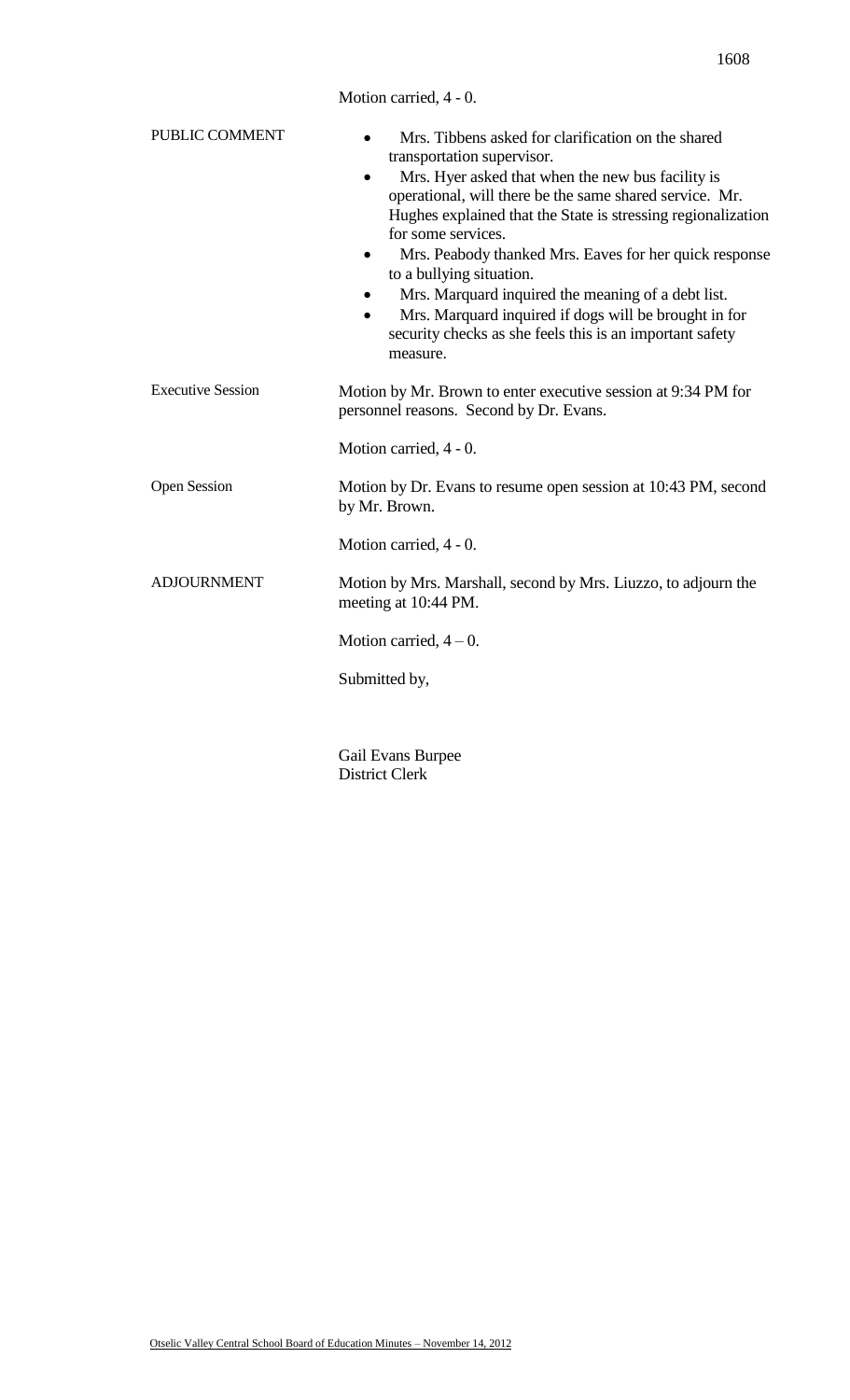Motion carried, 4 - 0.

PUBLIC COMMENT

- Mrs. Tibbens asked for clarification on the shared transportation supervisor.
- Mrs. Hyer asked that when the new bus facility is operational, will there be the same shared service. Mr. Hughes explained that the State is stressing regionalization for some services.
- Mrs. Peabody thanked Mrs. Eaves for her quick response to a bullying situation.
- Mrs. Marquard inquired the meaning of a debt list.
- Mrs. Marquard inquired if dogs will be brought in for security checks as she feels this is an important safety measure.

Executive Session

Motion by Mr. Brown to enter executive session at 9:34 PM for personnel reasons. Second by Dr. Evans.

Motion carried, 4 - 0.

Open Session

Motion by Dr. Evans to resume open session at 10:43 PM, second by Mr. Brown.

Motion carried, 4 - 0.

ADJOURNMENT

Motion by Mrs. Marshall, second by Mrs. Liuzzo, to adjourn the meeting at 10:44 PM.

Motion carried, 4 – 0.

Submitted by,

Gail Evans Burpee
District Clerk